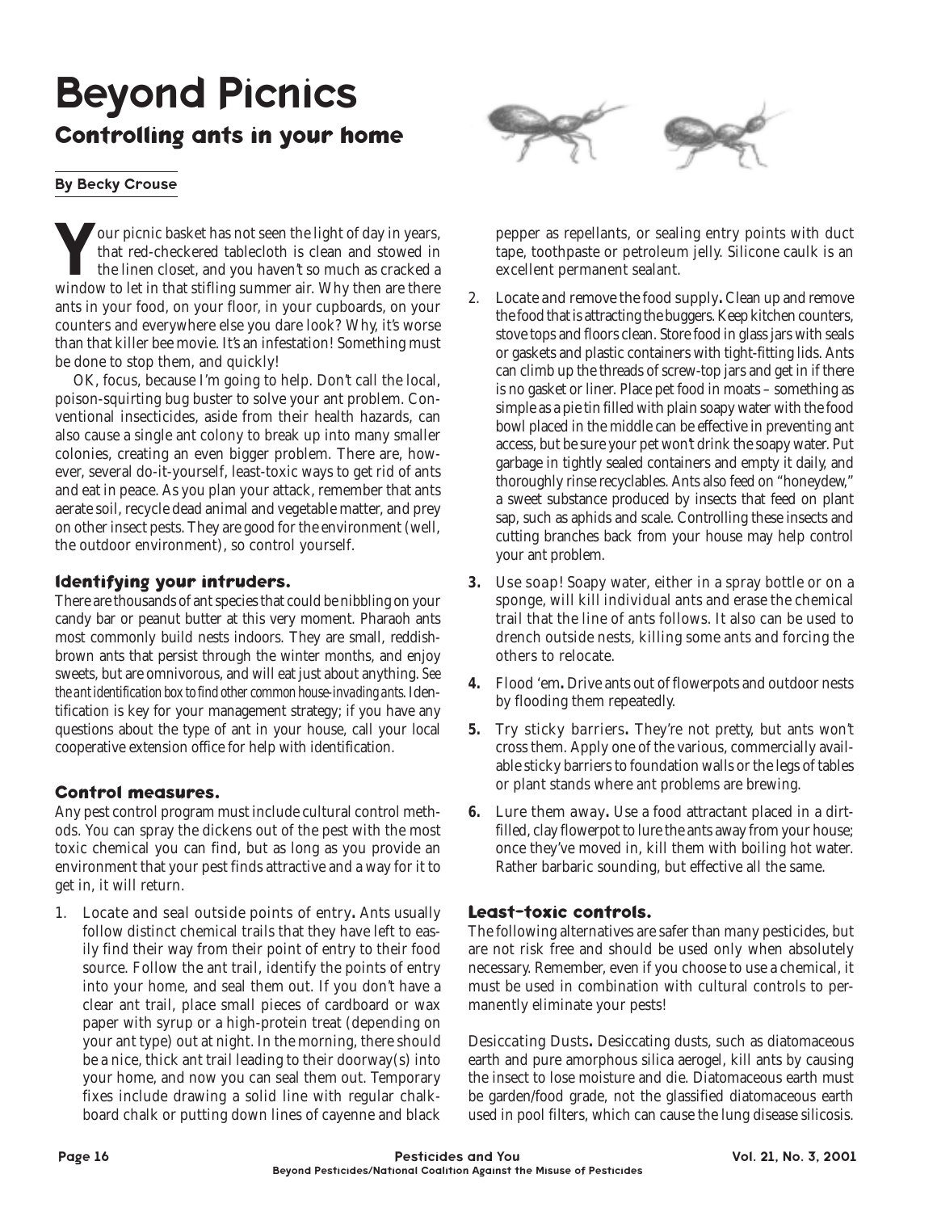# Beyond Picnics

## Controlling ants in your home

**By Becky Crouse**

Your picnic basket has not seen the light of day in years, that red-checkered tablecloth is clean and stowed in the linen closet, and you haven't so much as cracked a window to let in that stifling summer air. Why then are there ants in your food, on your floor, in your cupboards, on your counters and everywhere else you dare look? Why, it's worse than that killer bee movie. It's an infestation! Something must be done to stop them, and quickly!

OK, focus, because I'm going to help. Don't call the local, poison-squirting bug buster to solve your ant problem. Conventional insecticides, aside from their health hazards, can also cause a single ant colony to break up into many smaller colonies, creating an even bigger problem. There are, however, several do-it-yourself, least-toxic ways to get rid of ants and eat in peace. As you plan your attack, remember that ants aerate soil, recycle dead animal and vegetable matter, and prey on other insect pests. They are good for the environment (well, the outdoor environment), so control yourself.

### Identifying your intruders.

There are thousands of ant species that could be nibbling on your candy bar or peanut butter at this very moment. Pharaoh ants most commonly build nests indoors. They are small, reddish-brown ants that persist through the winter months, and enjoy sweets, but are omnivorous, and will eat just about anything. *See the ant identification box to find other common house-invading ants.* Identification is key for your management strategy; if you have any questions about the type of ant in your house, call your local cooperative extension office for help with identification.

### Control measures.

Any pest control program must include cultural control methods. You can spray the dickens out of the pest with the most toxic chemical you can find, but as long as you provide an environment that your pest finds attractive and a way for it to get in, it will return.

1. Locate and seal outside points of entry**.** Ants usually follow distinct chemical trails that they have left to easily find their way from their point of entry to their food source. Follow the ant trail, identify the points of entry into your home, and seal them out. If you don't have a clear ant trail, place small pieces of cardboard or wax paper with syrup or a high-protein treat (depending on your ant type) out at night. In the morning, there should be a nice, thick ant trail leading to their doorway(s) into your home, and now you can seal them out. Temporary fixes include drawing a solid line with regular chalkboard chalk or putting down lines of cayenne and black pepper as repellants, or sealing entry points with duct tape, toothpaste or petroleum jelly. Silicone caulk is an excellent permanent sealant.
2. Locate and remove the food supply**.** Clean up and remove the food that is attracting the buggers. Keep kitchen counters, stove tops and floors clean. Store food in glass jars with seals or gaskets and plastic containers with tight-fitting lids. Ants can climb up the threads of screw-top jars and get in if there is no gasket or liner. Place pet food in moats – something as simple as a pie tin filled with plain soapy water with the food bowl placed in the middle can be effective in preventing ant access, but be sure your pet won't drink the soapy water. Put garbage in tightly sealed containers and empty it daily, and thoroughly rinse recyclables. Ants also feed on "honeydew," a sweet substance produced by insects that feed on plant sap, such as aphids and scale. Controlling these insects and cutting branches back from your house may help control your ant problem.
3. Use soap! Soapy water, either in a spray bottle or on a sponge, will kill individual ants and erase the chemical trail that the line of ants follows. It also can be used to drench outside nests, killing some ants and forcing the others to relocate.
4. Flood 'em**.** Drive ants out of flowerpots and outdoor nests by flooding them repeatedly.
5. Try sticky barriers**.** They're not pretty, but ants won't cross them. Apply one of the various, commercially available sticky barriers to foundation walls or the legs of tables or plant stands where ant problems are brewing.
6. Lure them away**.** Use a food attractant placed in a dirt-filled, clay flowerpot to lure the ants away from your house; once they've moved in, kill them with boiling hot water. Rather barbaric sounding, but effective all the same.

### Least-toxic controls.

The following alternatives are safer than many pesticides, but are not risk free and should be used only when absolutely necessary. Remember, even if you choose to use a chemical, it must be used in combination with cultural controls to permanently eliminate your pests!

Desiccating Dusts**.** Desiccating dusts, such as diatomaceous earth and pure amorphous silica aerogel, kill ants by causing the insect to lose moisture and die. Diatomaceous earth must be garden/food grade, not the glassified diatomaceous earth used in pool filters, which can cause the lung disease silicosis.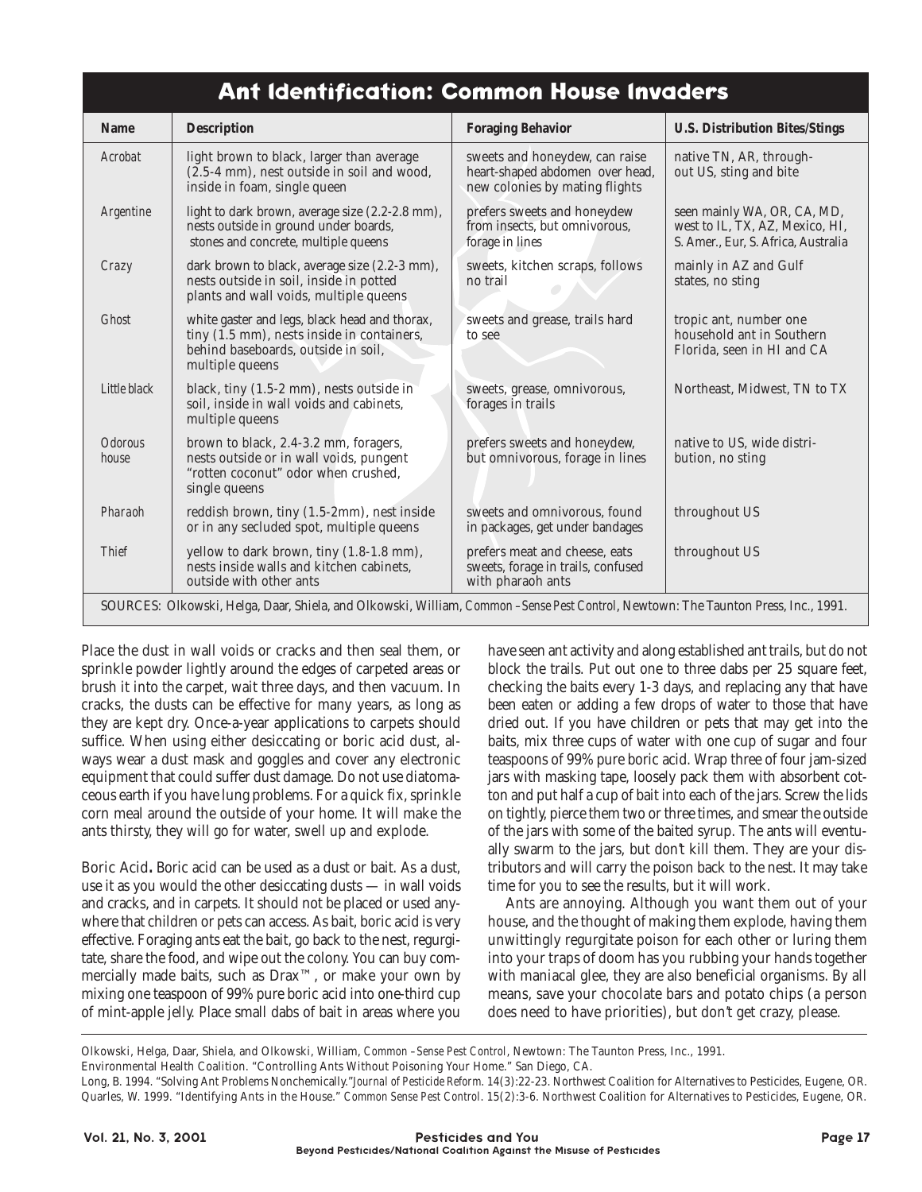## Ant Identification: Common House Invaders

| Name | Description | Foraging Behavior | U.S. Distribution Bites/Stings |
|---|---|---|---|
| Acrobat | light brown to black, larger than average (2.5-4 mm), nest outside in soil and wood, inside in foam, single queen | sweets and honeydew, can raise heart-shaped abdomen over head, new colonies by mating flights | native TN, AR, throughout US, sting and bite |
| Argentine | light to dark brown, average size (2.2-2.8 mm), nests outside in ground under boards, stones and concrete, multiple queens | prefers sweets and honeydew from insects, but omnivorous, forage in lines | seen mainly WA, OR, CA, MD, west to IL, TX, AZ, Mexico, HI, S. Amer., Eur, S. Africa, Australia |
| Crazy | dark brown to black, average size (2.2-3 mm), nests outside in soil, inside in potted plants and wall voids, multiple queens | sweets, kitchen scraps, follows no trail | mainly in AZ and Gulf states, no sting |
| Ghost | white gaster and legs, black head and thorax, tiny (1.5 mm), nests inside in containers, behind baseboards, outside in soil, multiple queens | sweets and grease, trails hard to see | tropic ant, number one household ant in Southern Florida, seen in HI and CA |
| Little black | black, tiny (1.5-2 mm), nests outside in soil, inside in wall voids and cabinets, multiple queens | sweets, grease, omnivorous, forages in trails | Northeast, Midwest, TN to TX |
| Odorous house | brown to black, 2.4-3.2 mm, foragers, nests outside or in wall voids, pungent "rotten coconut" odor when crushed, single queens | prefers sweets and honeydew, but omnivorous, forage in lines | native to US, wide distribution, no sting |
| Pharaoh | reddish brown, tiny (1.5-2mm), nest inside or in any secluded spot, multiple queens | sweets and omnivorous, found in packages, get under bandages | throughout US |
| Thief | yellow to dark brown, tiny (1.8-1.8 mm), nests inside walls and kitchen cabinets, outside with other ants | prefers meat and cheese, eats sweets, forage in trails, confused with pharaoh ants | throughout US |

SOURCES: Olkowski, Helga, Daar, Shiela, and Olkowski, William, *Common –Sense Pest Control*, Newtown: The Taunton Press, Inc., 1991.

Place the dust in wall voids or cracks and then seal them, or sprinkle powder lightly around the edges of carpeted areas or brush it into the carpet, wait three days, and then vacuum. In cracks, the dusts can be effective for many years, as long as they are kept dry. Once-a-year applications to carpets should suffice. When using either desiccating or boric acid dust, always wear a dust mask and goggles and cover any electronic equipment that could suffer dust damage. Do not use diatomaceous earth if you have lung problems. For a quick fix, sprinkle corn meal around the outside of your home. It will make the ants thirsty, they will go for water, swell up and explode.

Boric Acid**.** Boric acid can be used as a dust or bait. As a dust, use it as you would the other desiccating dusts — in wall voids and cracks, and in carpets. It should not be placed or used anywhere that children or pets can access. As bait, boric acid is very effective. Foraging ants eat the bait, go back to the nest, regurgitate, share the food, and wipe out the colony. You can buy commercially made baits, such as Drax™, or make your own by mixing one teaspoon of 99% pure boric acid into one-third cup of mint-apple jelly. Place small dabs of bait in areas where you have seen ant activity and along established ant trails, but do not block the trails. Put out one to three dabs per 25 square feet, checking the baits every 1-3 days, and replacing any that have been eaten or adding a few drops of water to those that have dried out. If you have children or pets that may get into the baits, mix three cups of water with one cup of sugar and four teaspoons of 99% pure boric acid. Wrap three of four jam-sized jars with masking tape, loosely pack them with absorbent cotton and put half a cup of bait into each of the jars. Screw the lids on tightly, pierce them two or three times, and smear the outside of the jars with some of the baited syrup. The ants will eventually swarm to the jars, but don't kill them. They are your distributors and will carry the poison back to the nest. It may take time for you to see the results, but it will work.

Ants are annoying. Although you want them out of your house, and the thought of making them explode, having them unwittingly regurgitate poison for each other or luring them into your traps of doom has you rubbing your hands together with maniacal glee, they are also beneficial organisms. By all means, save your chocolate bars and potato chips (a person does need to have priorities), but don't get crazy, please.

---

Olkowski, Helga, Daar, Shiela, and Olkowski, William, *Common –Sense Pest Control*, Newtown: The Taunton Press, Inc., 1991.

Environmental Health Coalition. "Controlling Ants Without Poisoning Your Home." San Diego, CA.

Long, B. 1994. "Solving Ant Problems Nonchemically."*Journal of Pesticide Reform*. 14(3):22-23. Northwest Coalition for Alternatives to Pesticides, Eugene, OR.

Quarles, W. 1999. "Identifying Ants in the House." *Common Sense Pest Control*. 15(2):3-6. Northwest Coalition for Alternatives to Pesticides, Eugene, OR.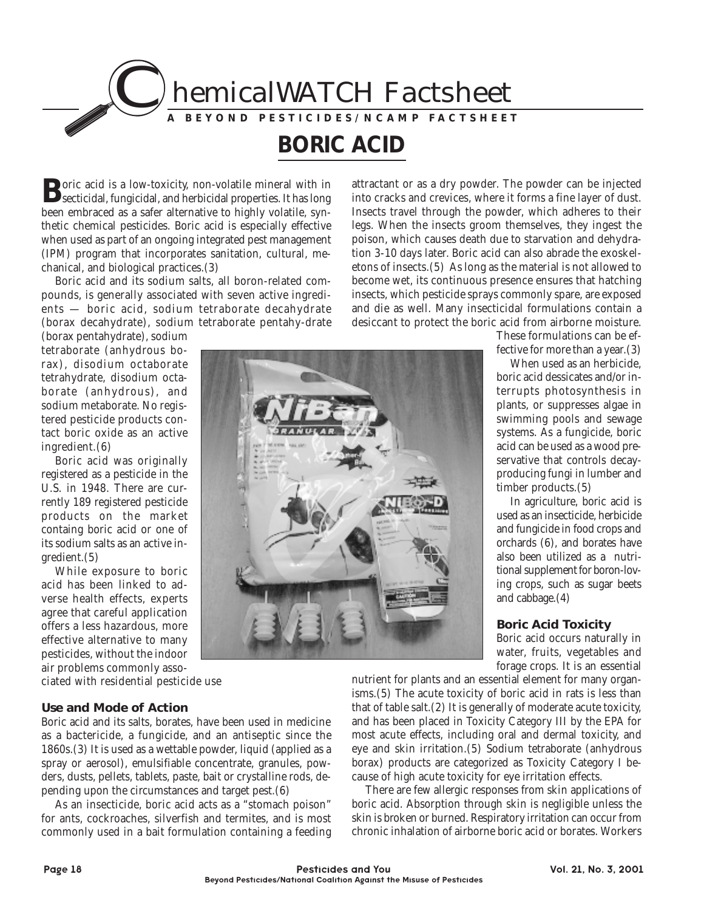# ChemicalWATCH Factsheet

**A BEYOND PESTICIDES/NCAMP FACTSHEET**

# BORIC ACID

**B**oric acid is a low-toxicity, non-volatile mineral with insecticidal, fungicidal, and herbicidal properties. It has long been embraced as a safer alternative to highly volatile, synthetic chemical pesticides. Boric acid is especially effective when used as part of an ongoing integrated pest management (IPM) program that incorporates sanitation, cultural, mechanical, and biological practices.(3)

Boric acid and its sodium salts, all boron-related compounds, is generally associated with seven active ingredients — boric acid, sodium tetraborate decahydrate (borax decahydrate), sodium tetraborate pentahy-drate (borax pentahydrate), sodium tetraborate (anhydrous borax), disodium octaborate tetrahydrate, disodium octaborate (anhydrous), and sodium metaborate. No registered pesticide products contact boric oxide as an active ingredient.(6)

Boric acid was originally registered as a pesticide in the U.S. in 1948. There are currently 189 registered pesticide products on the market containg boric acid or one of its sodium salts as an active ingredient.(5)

While exposure to boric acid has been linked to adverse health effects, experts agree that careful application offers a less hazardous, more effective alternative to many pesticides, without the indoor air problems commonly associated with residential pesticide use

### Use and Mode of Action

Boric acid and its salts, borates, have been used in medicine as a bactericide, a fungicide, and an antiseptic since the 1860s.(3) It is used as a wettable powder, liquid (applied as a spray or aerosol), emulsifiable concentrate, granules, powders, dusts, pellets, tablets, paste, bait or crystalline rods, depending upon the circumstances and target pest.(6)

As an insecticide, boric acid acts as a "stomach poison" for ants, cockroaches, silverfish and termites, and is most commonly used in a bait formulation containing a feeding attractant or as a dry powder. The powder can be injected into cracks and crevices, where it forms a fine layer of dust. Insects travel through the powder, which adheres to their legs. When the insects groom themselves, they ingest the poison, which causes death due to starvation and dehydration 3-10 days later. Boric acid can also abrade the exoskeletons of insects.(5) As long as the material is not allowed to become wet, its continuous presence ensures that hatching insects, which pesticide sprays commonly spare, are exposed and die as well. Many insecticidal formulations contain a desiccant to protect the boric acid from airborne moisture. These formulations can be effective for more than a year.(3)

When used as an herbicide, boric acid dessicates and/or interrupts photosynthesis in plants, or suppresses algae in swimming pools and sewage systems. As a fungicide, boric acid can be used as a wood preservative that controls decay-producing fungi in lumber and timber products.(5)

In agriculture, boric acid is used as an insecticide, herbicide and fungicide in food crops and orchards (6), and borates have also been utilized as a nutritional supplement for boron-loving crops, such as sugar beets and cabbage.(4)

### Boric Acid Toxicity

Boric acid occurs naturally in water, fruits, vegetables and forage crops. It is an essential nutrient for plants and an essential element for many organisms.(5) The acute toxicity of boric acid in rats is less than that of table salt.(2) It is generally of moderate acute toxicity, and has been placed in Toxicity Category III by the EPA for most acute effects, including oral and dermal toxicity, and eye and skin irritation.(5) Sodium tetraborate (anhydrous borax) products are categorized as Toxicity Category I because of high acute toxicity for eye irritation effects.

There are few allergic responses from skin applications of boric acid. Absorption through skin is negligible unless the skin is broken or burned. Respiratory irritation can occur from chronic inhalation of airborne boric acid or borates. Workers